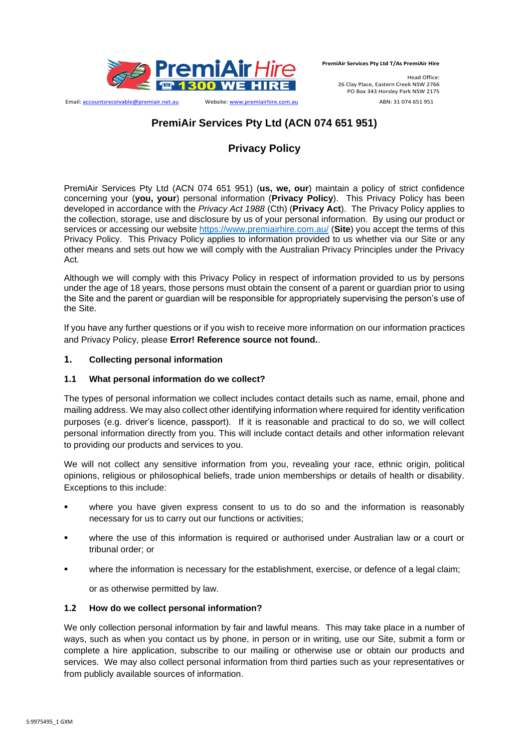PremiAir Services Pty Ltd T/As PremiAir Hire

Head Office:
26 Clay Place, Eastern Creek NSW 2766
PO Box 343 Horsley Park NSW 2175

Email: accountsreceivable@premiair.net.au Website: www.premiairhire.com.au ABN: 31 074 651 951

# PremiAir Services Pty Ltd (ACN 074 651 951)

## Privacy Policy

PremiAir Services Pty Ltd (ACN 074 651 951) (**us, we, our**) maintain a policy of strict confidence concerning your (**you, your**) personal information (**Privacy Policy**). This Privacy Policy has been developed in accordance with the *Privacy Act 1988* (Cth) (**Privacy Act**). The Privacy Policy applies to the collection, storage, use and disclosure by us of your personal information. By using our product or services or accessing our website https://www.premiairhire.com.au/ (**Site**) you accept the terms of this Privacy Policy. This Privacy Policy applies to information provided to us whether via our Site or any other means and sets out how we will comply with the Australian Privacy Principles under the Privacy Act.

Although we will comply with this Privacy Policy in respect of information provided to us by persons under the age of 18 years, those persons must obtain the consent of a parent or guardian prior to using the Site and the parent or guardian will be responsible for appropriately supervising the person's use of the Site.

If you have any further questions or if you wish to receive more information on our information practices and Privacy Policy, please **Error! Reference source not found.**.

### 1. Collecting personal information

### 1.1 What personal information do we collect?

The types of personal information we collect includes contact details such as name, email, phone and mailing address. We may also collect other identifying information where required for identity verification purposes (e.g. driver's licence, passport). If it is reasonable and practical to do so, we will collect personal information directly from you. This will include contact details and other information relevant to providing our products and services to you.

We will not collect any sensitive information from you, revealing your race, ethnic origin, political opinions, religious or philosophical beliefs, trade union memberships or details of health or disability. Exceptions to this include:

- where you have given express consent to us to do so and the information is reasonably necessary for us to carry out our functions or activities;
- where the use of this information is required or authorised under Australian law or a court or tribunal order; or
- where the information is necessary for the establishment, exercise, or defence of a legal claim;

or as otherwise permitted by law.

### 1.2 How do we collect personal information?

We only collection personal information by fair and lawful means. This may take place in a number of ways, such as when you contact us by phone, in person or in writing, use our Site, submit a form or complete a hire application, subscribe to our mailing or otherwise use or obtain our products and services. We may also collect personal information from third parties such as your representatives or from publicly available sources of information.

S:9975495_1 GXM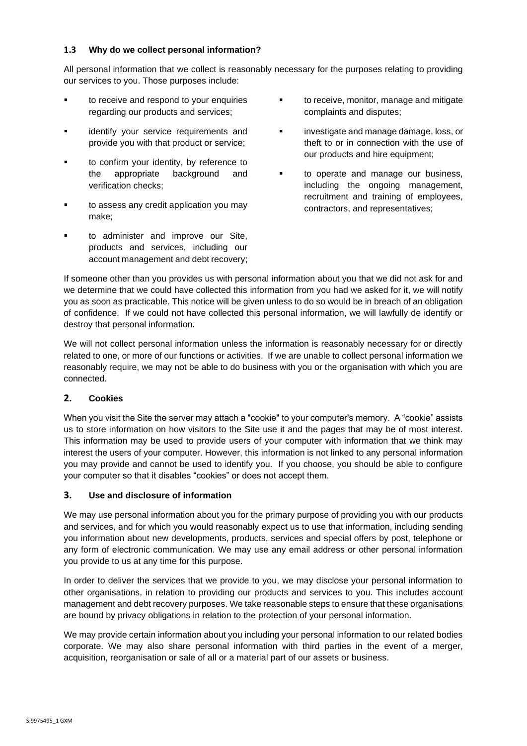### 1.3 Why do we collect personal information?

All personal information that we collect is reasonably necessary for the purposes relating to providing our services to you. Those purposes include:

- to receive and respond to your enquiries regarding our products and services;
- identify your service requirements and provide you with that product or service;
- to confirm your identity, by reference to the appropriate background and verification checks;
- to assess any credit application you may make;
- to administer and improve our Site, products and services, including our account management and debt recovery;
- to receive, monitor, manage and mitigate complaints and disputes;
- investigate and manage damage, loss, or theft to or in connection with the use of our products and hire equipment;
- to operate and manage our business, including the ongoing management, recruitment and training of employees, contractors, and representatives;

If someone other than you provides us with personal information about you that we did not ask for and we determine that we could have collected this information from you had we asked for it, we will notify you as soon as practicable. This notice will be given unless to do so would be in breach of an obligation of confidence. If we could not have collected this personal information, we will lawfully de identify or destroy that personal information.

We will not collect personal information unless the information is reasonably necessary for or directly related to one, or more of our functions or activities. If we are unable to collect personal information we reasonably require, we may not be able to do business with you or the organisation with which you are connected.

## 2. Cookies

When you visit the Site the server may attach a "cookie" to your computer's memory. A "cookie" assists us to store information on how visitors to the Site use it and the pages that may be of most interest. This information may be used to provide users of your computer with information that we think may interest the users of your computer. However, this information is not linked to any personal information you may provide and cannot be used to identify you. If you choose, you should be able to configure your computer so that it disables "cookies" or does not accept them.

## 3. Use and disclosure of information

We may use personal information about you for the primary purpose of providing you with our products and services, and for which you would reasonably expect us to use that information, including sending you information about new developments, products, services and special offers by post, telephone or any form of electronic communication. We may use any email address or other personal information you provide to us at any time for this purpose.

In order to deliver the services that we provide to you, we may disclose your personal information to other organisations, in relation to providing our products and services to you. This includes account management and debt recovery purposes. We take reasonable steps to ensure that these organisations are bound by privacy obligations in relation to the protection of your personal information.

We may provide certain information about you including your personal information to our related bodies corporate. We may also share personal information with third parties in the event of a merger, acquisition, reorganisation or sale of all or a material part of our assets or business.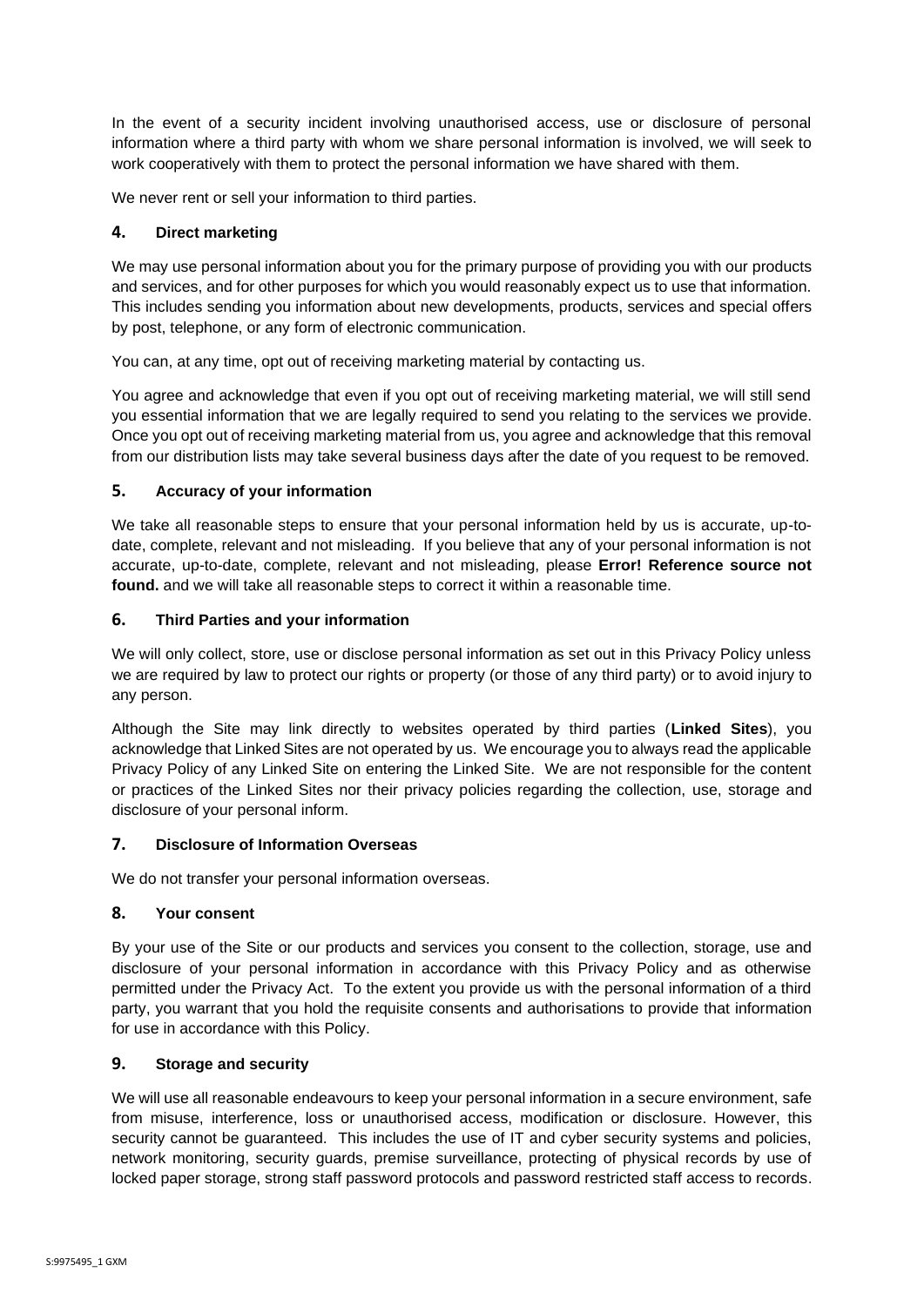In the event of a security incident involving unauthorised access, use or disclosure of personal information where a third party with whom we share personal information is involved, we will seek to work cooperatively with them to protect the personal information we have shared with them.

We never rent or sell your information to third parties.

## 4. Direct marketing

We may use personal information about you for the primary purpose of providing you with our products and services, and for other purposes for which you would reasonably expect us to use that information. This includes sending you information about new developments, products, services and special offers by post, telephone, or any form of electronic communication.

You can, at any time, opt out of receiving marketing material by contacting us.

You agree and acknowledge that even if you opt out of receiving marketing material, we will still send you essential information that we are legally required to send you relating to the services we provide. Once you opt out of receiving marketing material from us, you agree and acknowledge that this removal from our distribution lists may take several business days after the date of you request to be removed.

## 5. Accuracy of your information

We take all reasonable steps to ensure that your personal information held by us is accurate, up-to-date, complete, relevant and not misleading. If you believe that any of your personal information is not accurate, up-to-date, complete, relevant and not misleading, please **Error! Reference source not found.** and we will take all reasonable steps to correct it within a reasonable time.

## 6. Third Parties and your information

We will only collect, store, use or disclose personal information as set out in this Privacy Policy unless we are required by law to protect our rights or property (or those of any third party) or to avoid injury to any person.

Although the Site may link directly to websites operated by third parties (**Linked Sites**), you acknowledge that Linked Sites are not operated by us. We encourage you to always read the applicable Privacy Policy of any Linked Site on entering the Linked Site. We are not responsible for the content or practices of the Linked Sites nor their privacy policies regarding the collection, use, storage and disclosure of your personal inform.

## 7. Disclosure of Information Overseas

We do not transfer your personal information overseas.

## 8. Your consent

By your use of the Site or our products and services you consent to the collection, storage, use and disclosure of your personal information in accordance with this Privacy Policy and as otherwise permitted under the Privacy Act. To the extent you provide us with the personal information of a third party, you warrant that you hold the requisite consents and authorisations to provide that information for use in accordance with this Policy.

## 9. Storage and security

We will use all reasonable endeavours to keep your personal information in a secure environment, safe from misuse, interference, loss or unauthorised access, modification or disclosure. However, this security cannot be guaranteed. This includes the use of IT and cyber security systems and policies, network monitoring, security guards, premise surveillance, protecting of physical records by use of locked paper storage, strong staff password protocols and password restricted staff access to records.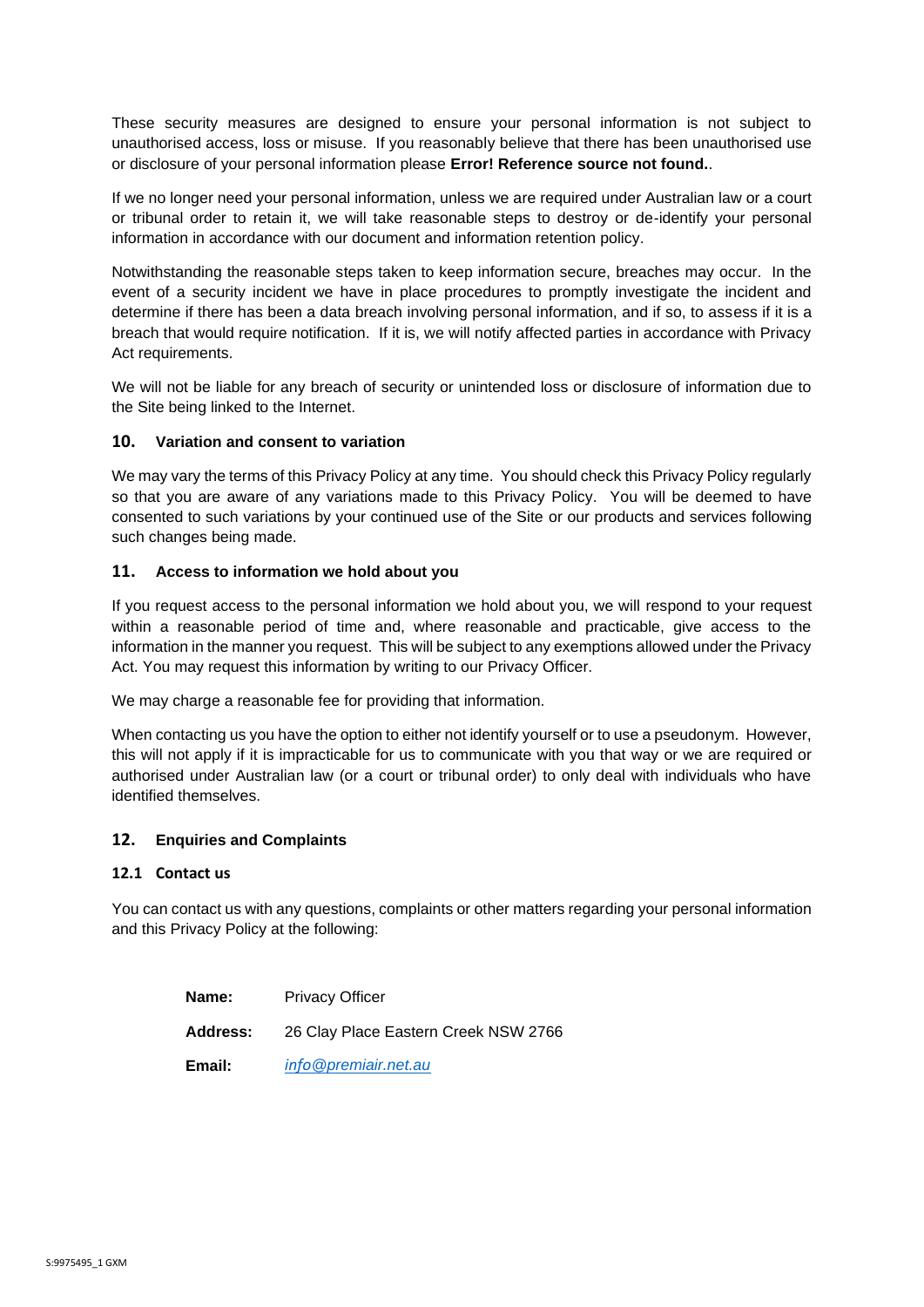These security measures are designed to ensure your personal information is not subject to unauthorised access, loss or misuse. If you reasonably believe that there has been unauthorised use or disclosure of your personal information please **Error! Reference source not found.**.

If we no longer need your personal information, unless we are required under Australian law or a court or tribunal order to retain it, we will take reasonable steps to destroy or de-identify your personal information in accordance with our document and information retention policy.

Notwithstanding the reasonable steps taken to keep information secure, breaches may occur. In the event of a security incident we have in place procedures to promptly investigate the incident and determine if there has been a data breach involving personal information, and if so, to assess if it is a breach that would require notification. If it is, we will notify affected parties in accordance with Privacy Act requirements.

We will not be liable for any breach of security or unintended loss or disclosure of information due to the Site being linked to the Internet.

## 10. Variation and consent to variation

We may vary the terms of this Privacy Policy at any time. You should check this Privacy Policy regularly so that you are aware of any variations made to this Privacy Policy. You will be deemed to have consented to such variations by your continued use of the Site or our products and services following such changes being made.

## 11. Access to information we hold about you

If you request access to the personal information we hold about you, we will respond to your request within a reasonable period of time and, where reasonable and practicable, give access to the information in the manner you request. This will be subject to any exemptions allowed under the Privacy Act. You may request this information by writing to our Privacy Officer.

We may charge a reasonable fee for providing that information.

When contacting us you have the option to either not identify yourself or to use a pseudonym. However, this will not apply if it is impracticable for us to communicate with you that way or we are required or authorised under Australian law (or a court or tribunal order) to only deal with individuals who have identified themselves.

## 12. Enquiries and Complaints

### 12.1 Contact us

You can contact us with any questions, complaints or other matters regarding your personal information and this Privacy Policy at the following:

| | |
|---|---|
| **Name:** | Privacy Officer |
| **Address:** | 26 Clay Place Eastern Creek NSW 2766 |
| **Email:** | *info@premiair.net.au* |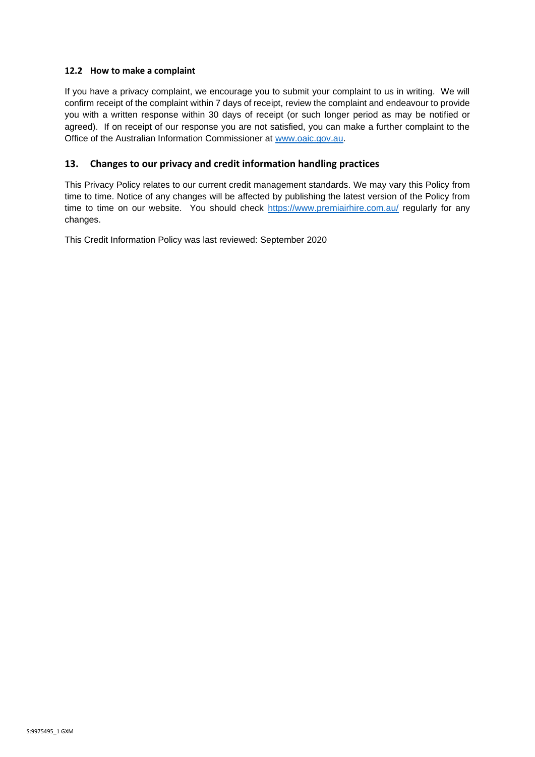### 12.2 How to make a complaint

If you have a privacy complaint, we encourage you to submit your complaint to us in writing. We will confirm receipt of the complaint within 7 days of receipt, review the complaint and endeavour to provide you with a written response within 30 days of receipt (or such longer period as may be notified or agreed). If on receipt of our response you are not satisfied, you can make a further complaint to the Office of the Australian Information Commissioner at www.oaic.gov.au.

## 13. Changes to our privacy and credit information handling practices

This Privacy Policy relates to our current credit management standards. We may vary this Policy from time to time. Notice of any changes will be affected by publishing the latest version of the Policy from time to time on our website. You should check https://www.premiairhire.com.au/ regularly for any changes.

This Credit Information Policy was last reviewed: September 2020